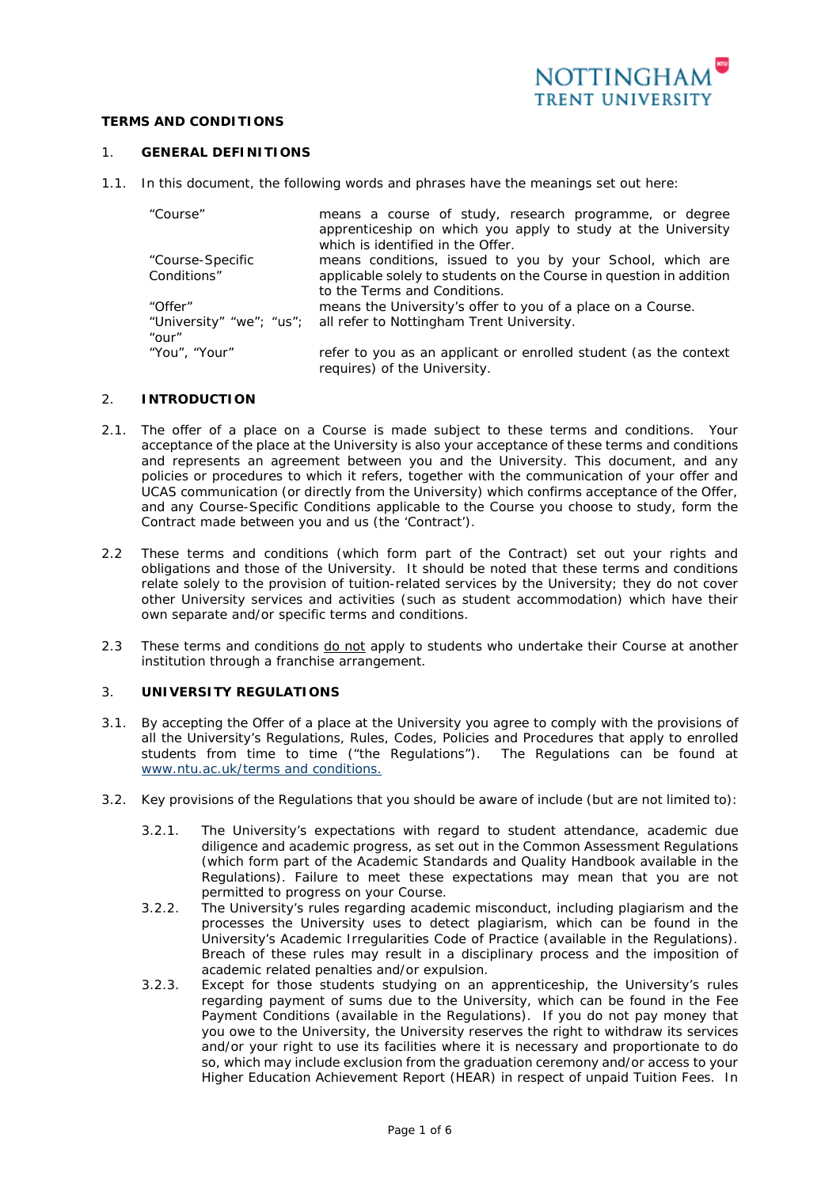# TERMS AND CONDITIONS

## 1. GENERAL DEFINITIONS

1.1. In this document, the following words and phrases have the meanings set out here:

| | |
|---|---|
| "Course" | means a course of study, research programme, or degree apprenticeship on which you apply to study at the University which is identified in the Offer. |
| "Course-Specific Conditions" | means conditions, issued to you by your School, which are applicable solely to students on the Course in question in addition to the Terms and Conditions. |
| "Offer" | means the University's offer to you of a place on a Course. |
| "University" "we"; "us"; "our" | all refer to Nottingham Trent University. |
| "You", "Your" | refer to you as an applicant or enrolled student (as the context requires) of the University. |

## 2. INTRODUCTION

2.1. The offer of a place on a Course is made subject to these terms and conditions. Your acceptance of the place at the University is also your acceptance of these terms and conditions and represents an agreement between you and the University. This document, and any policies or procedures to which it refers, together with the communication of your offer and UCAS communication (or directly from the University) which confirms acceptance of the Offer, and any Course-Specific Conditions applicable to the Course you choose to study, form the Contract made between you and us (the 'Contract').

2.2 These terms and conditions (which form part of the Contract) set out your rights and obligations and those of the University. It should be noted that these terms and conditions relate solely to the provision of tuition-related services by the University; they do not cover other University services and activities (such as student accommodation) which have their own separate and/or specific terms and conditions.

2.3 These terms and conditions do not apply to students who undertake their Course at another institution through a franchise arrangement.

## 3. UNIVERSITY REGULATIONS

3.1. By accepting the Offer of a place at the University you agree to comply with the provisions of all the University's Regulations, Rules, Codes, Policies and Procedures that apply to enrolled students from time to time ("the Regulations"). The Regulations can be found at www.ntu.ac.uk/terms and conditions.

3.2. Key provisions of the Regulations that you should be aware of include (but are not limited to):

3.2.1. The University's expectations with regard to student attendance, academic due diligence and academic progress, as set out in the Common Assessment Regulations (which form part of the Academic Standards and Quality Handbook available in the Regulations). Failure to meet these expectations may mean that you are not permitted to progress on your Course.

3.2.2. The University's rules regarding academic misconduct, including plagiarism and the processes the University uses to detect plagiarism, which can be found in the University's Academic Irregularities Code of Practice (available in the Regulations). Breach of these rules may result in a disciplinary process and the imposition of academic related penalties and/or expulsion.

3.2.3. Except for those students studying on an apprenticeship, the University's rules regarding payment of sums due to the University, which can be found in the Fee Payment Conditions (available in the Regulations). If you do not pay money that you owe to the University, the University reserves the right to withdraw its services and/or your right to use its facilities where it is necessary and proportionate to do so, which may include exclusion from the graduation ceremony and/or access to your Higher Education Achievement Report (HEAR) in respect of unpaid Tuition Fees. In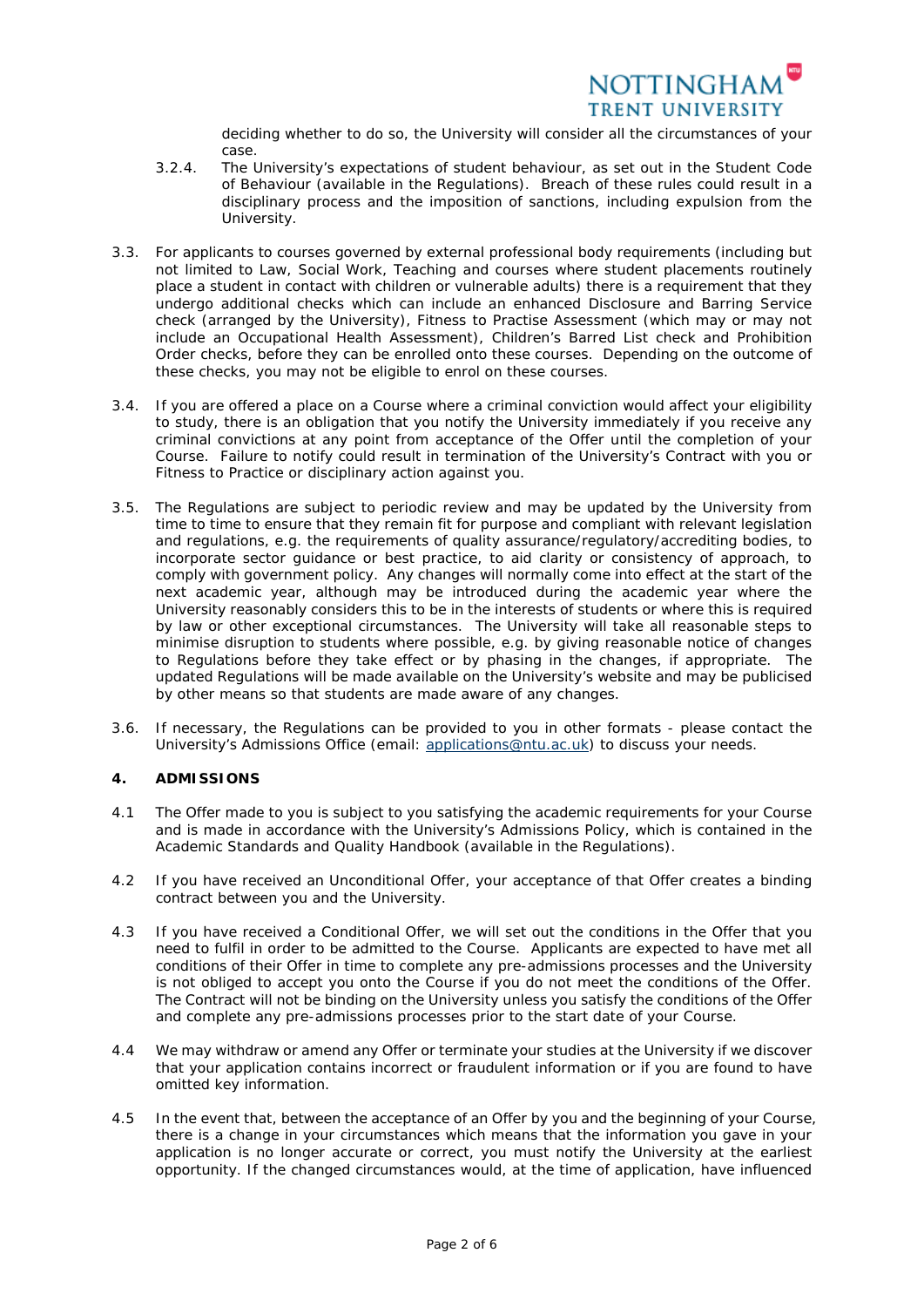deciding whether to do so, the University will consider all the circumstances of your case.

3.2.4. The University's expectations of student behaviour, as set out in the Student Code of Behaviour (available in the Regulations). Breach of these rules could result in a disciplinary process and the imposition of sanctions, including expulsion from the University.

3.3. For applicants to courses governed by external professional body requirements (including but not limited to Law, Social Work, Teaching and courses where student placements routinely place a student in contact with children or vulnerable adults) there is a requirement that they undergo additional checks which can include an enhanced Disclosure and Barring Service check (arranged by the University), Fitness to Practise Assessment (which may or may not include an Occupational Health Assessment), Children's Barred List check and Prohibition Order checks, before they can be enrolled onto these courses. Depending on the outcome of these checks, you may not be eligible to enrol on these courses.

3.4. If you are offered a place on a Course where a criminal conviction would affect your eligibility to study, there is an obligation that you notify the University immediately if you receive any criminal convictions at any point from acceptance of the Offer until the completion of your Course. Failure to notify could result in termination of the University's Contract with you or Fitness to Practice or disciplinary action against you.

3.5. The Regulations are subject to periodic review and may be updated by the University from time to time to ensure that they remain fit for purpose and compliant with relevant legislation and regulations, e.g. the requirements of quality assurance/regulatory/accrediting bodies, to incorporate sector guidance or best practice, to aid clarity or consistency of approach, to comply with government policy. Any changes will normally come into effect at the start of the next academic year, although may be introduced during the academic year where the University reasonably considers this to be in the interests of students or where this is required by law or other exceptional circumstances. The University will take all reasonable steps to minimise disruption to students where possible, e.g. by giving reasonable notice of changes to Regulations before they take effect or by phasing in the changes, if appropriate. The updated Regulations will be made available on the University's website and may be publicised by other means so that students are made aware of any changes.

3.6. If necessary, the Regulations can be provided to you in other formats - please contact the University's Admissions Office (email: applications@ntu.ac.uk) to discuss your needs.

## 4. ADMISSIONS

4.1 The Offer made to you is subject to you satisfying the academic requirements for your Course and is made in accordance with the University's Admissions Policy, which is contained in the Academic Standards and Quality Handbook (available in the Regulations).

4.2 If you have received an Unconditional Offer, your acceptance of that Offer creates a binding contract between you and the University.

4.3 If you have received a Conditional Offer, we will set out the conditions in the Offer that you need to fulfil in order to be admitted to the Course. Applicants are expected to have met all conditions of their Offer in time to complete any pre-admissions processes and the University is not obliged to accept you onto the Course if you do not meet the conditions of the Offer. The Contract will not be binding on the University unless you satisfy the conditions of the Offer and complete any pre-admissions processes prior to the start date of your Course.

4.4 We may withdraw or amend any Offer or terminate your studies at the University if we discover that your application contains incorrect or fraudulent information or if you are found to have omitted key information.

4.5 In the event that, between the acceptance of an Offer by you and the beginning of your Course, there is a change in your circumstances which means that the information you gave in your application is no longer accurate or correct, you must notify the University at the earliest opportunity. If the changed circumstances would, at the time of application, have influenced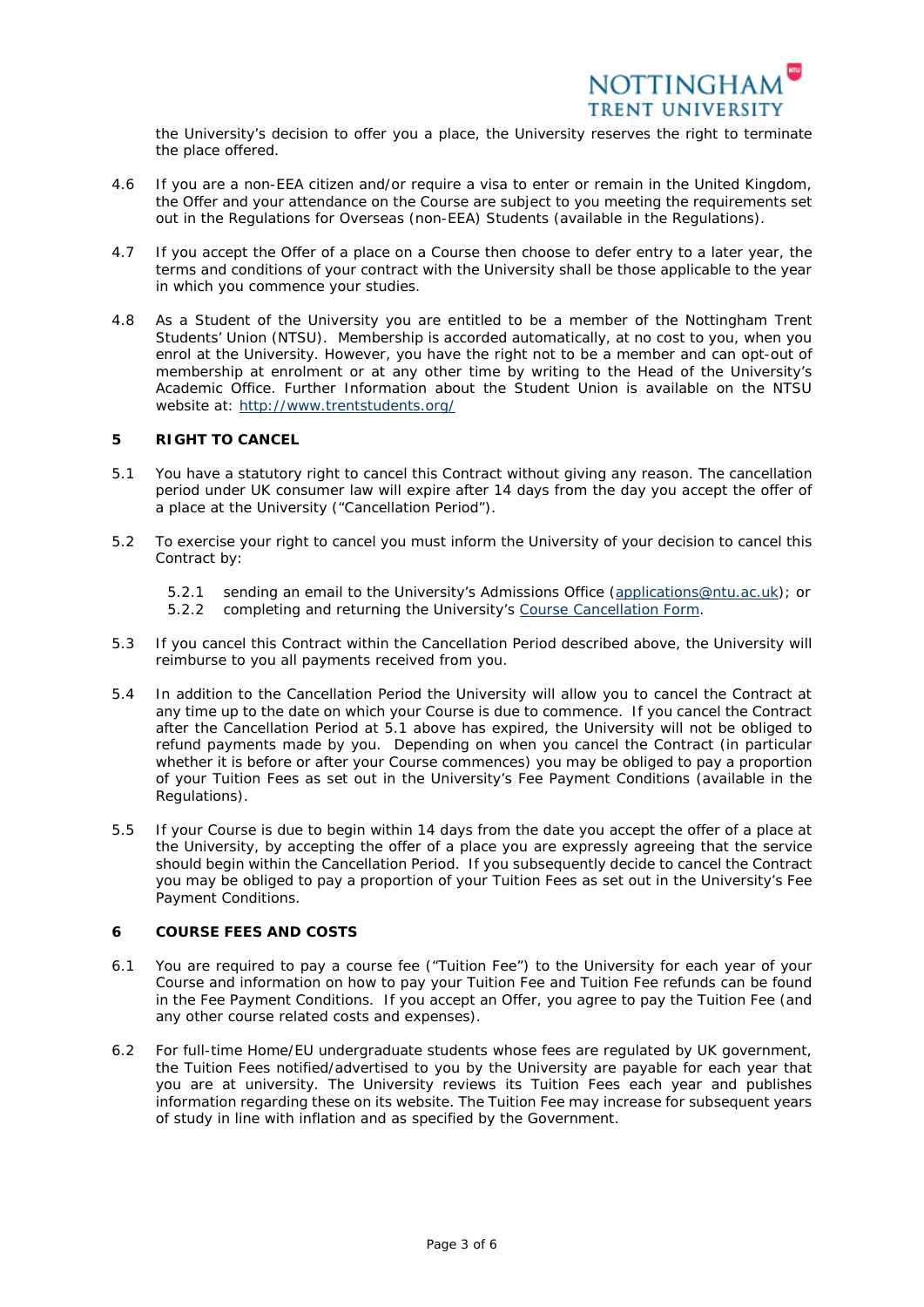the University's decision to offer you a place, the University reserves the right to terminate the place offered.

4.6 If you are a non-EEA citizen and/or require a visa to enter or remain in the United Kingdom, the Offer and your attendance on the Course are subject to you meeting the requirements set out in the Regulations for Overseas (non-EEA) Students (available in the Regulations).

4.7 If you accept the Offer of a place on a Course then choose to defer entry to a later year, the terms and conditions of your contract with the University shall be those applicable to the year in which you commence your studies.

4.8 As a Student of the University you are entitled to be a member of the Nottingham Trent Students' Union (NTSU). Membership is accorded automatically, at no cost to you, when you enrol at the University. However, you have the right not to be a member and can opt-out of membership at enrolment or at any other time by writing to the Head of the University's Academic Office. Further Information about the Student Union is available on the NTSU website at: [http://www.trentstudents.org/](http://www.trentstudents.org/)

## 5 RIGHT TO CANCEL

5.1 You have a statutory right to cancel this Contract without giving any reason. The cancellation period under UK consumer law will expire after 14 days from the day you accept the offer of a place at the University ("Cancellation Period").

5.2 To exercise your right to cancel you must inform the University of your decision to cancel this Contract by:

5.2.1 sending an email to the University's Admissions Office ([applications@ntu.ac.uk](mailto:applications@ntu.ac.uk)); or
5.2.2 completing and returning the University's Course Cancellation Form.

5.3 If you cancel this Contract within the Cancellation Period described above, the University will reimburse to you all payments received from you.

5.4 In addition to the Cancellation Period the University will allow you to cancel the Contract at any time up to the date on which your Course is due to commence. If you cancel the Contract after the Cancellation Period at 5.1 above has expired, the University will not be obliged to refund payments made by you. Depending on when you cancel the Contract (in particular whether it is before or after your Course commences) you may be obliged to pay a proportion of your Tuition Fees as set out in the University's Fee Payment Conditions (available in the Regulations).

5.5 If your Course is due to begin within 14 days from the date you accept the offer of a place at the University, by accepting the offer of a place you are expressly agreeing that the service should begin within the Cancellation Period. If you subsequently decide to cancel the Contract you may be obliged to pay a proportion of your Tuition Fees as set out in the University's Fee Payment Conditions.

## 6 COURSE FEES AND COSTS

6.1 You are required to pay a course fee ("Tuition Fee") to the University for each year of your Course and information on how to pay your Tuition Fee and Tuition Fee refunds can be found in the Fee Payment Conditions. If you accept an Offer, you agree to pay the Tuition Fee (and any other course related costs and expenses).

6.2 For full-time Home/EU undergraduate students whose fees are regulated by UK government, the Tuition Fees notified/advertised to you by the University are payable for each year that you are at university. The University reviews its Tuition Fees each year and publishes information regarding these on its website. The Tuition Fee may increase for subsequent years of study in line with inflation and as specified by the Government.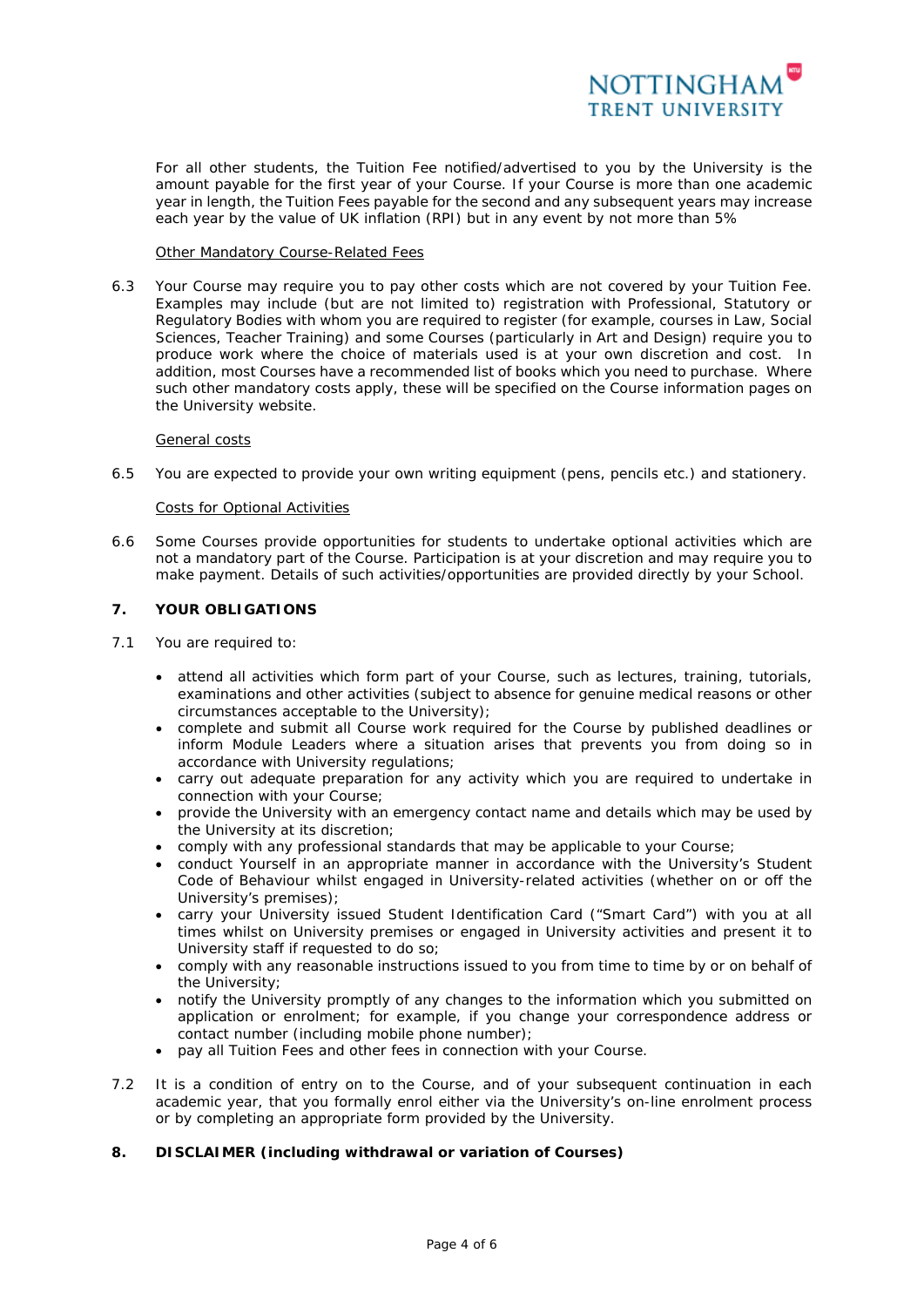For all other students, the Tuition Fee notified/advertised to you by the University is the amount payable for the first year of your Course. If your Course is more than one academic year in length, the Tuition Fees payable for the second and any subsequent years may increase each year by the value of UK inflation (RPI) but in any event by not more than 5%

Other Mandatory Course-Related Fees

6.3 Your Course may require you to pay other costs which are not covered by your Tuition Fee. Examples may include (but are not limited to) registration with Professional, Statutory or Regulatory Bodies with whom you are required to register (for example, courses in Law, Social Sciences, Teacher Training) and some Courses (particularly in Art and Design) require you to produce work where the choice of materials used is at your own discretion and cost. In addition, most Courses have a recommended list of books which you need to purchase. Where such other mandatory costs apply, these will be specified on the Course information pages on the University website.

General costs

6.5 You are expected to provide your own writing equipment (pens, pencils etc.) and stationery.

Costs for Optional Activities

6.6 Some Courses provide opportunities for students to undertake optional activities which are not a mandatory part of the Course. Participation is at your discretion and may require you to make payment. Details of such activities/opportunities are provided directly by your School.

## 7. YOUR OBLIGATIONS

7.1 You are required to:

- attend all activities which form part of your Course, such as lectures, training, tutorials, examinations and other activities (subject to absence for genuine medical reasons or other circumstances acceptable to the University);
- complete and submit all Course work required for the Course by published deadlines or inform Module Leaders where a situation arises that prevents you from doing so in accordance with University regulations;
- carry out adequate preparation for any activity which you are required to undertake in connection with your Course;
- provide the University with an emergency contact name and details which may be used by the University at its discretion;
- comply with any professional standards that may be applicable to your Course;
- conduct Yourself in an appropriate manner in accordance with the University's Student Code of Behaviour whilst engaged in University-related activities (whether on or off the University's premises);
- carry your University issued Student Identification Card ("Smart Card") with you at all times whilst on University premises or engaged in University activities and present it to University staff if requested to do so;
- comply with any reasonable instructions issued to you from time to time by or on behalf of the University;
- notify the University promptly of any changes to the information which you submitted on application or enrolment; for example, if you change your correspondence address or contact number (including mobile phone number);
- pay all Tuition Fees and other fees in connection with your Course.

7.2 It is a condition of entry on to the Course, and of your subsequent continuation in each academic year, that you formally enrol either via the University's on-line enrolment process or by completing an appropriate form provided by the University.

## 8. DISCLAIMER (including withdrawal or variation of Courses)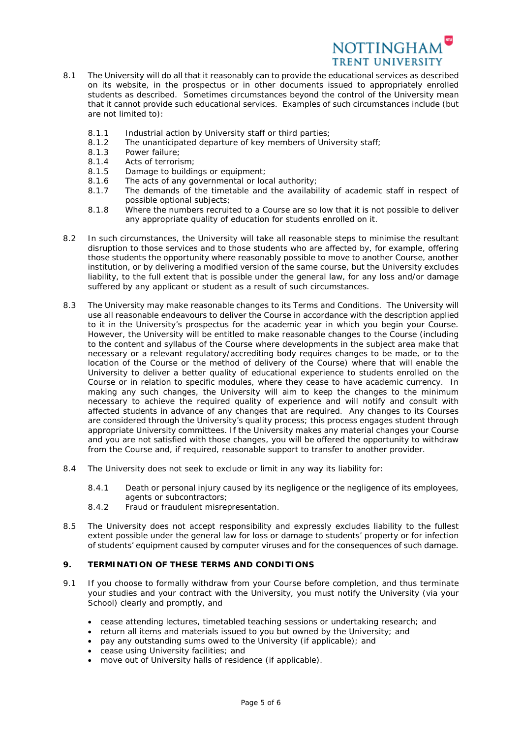8.1 The University will do all that it reasonably can to provide the educational services as described on its website, in the prospectus or in other documents issued to appropriately enrolled students as described. Sometimes circumstances beyond the control of the University mean that it cannot provide such educational services. Examples of such circumstances include (but are not limited to):

- 8.1.1 Industrial action by University staff or third parties;
- 8.1.2 The unanticipated departure of key members of University staff;
- 8.1.3 Power failure;
- 8.1.4 Acts of terrorism;
- 8.1.5 Damage to buildings or equipment;
- 8.1.6 The acts of any governmental or local authority;
- 8.1.7 The demands of the timetable and the availability of academic staff in respect of possible optional subjects;
- 8.1.8 Where the numbers recruited to a Course are so low that it is not possible to deliver any appropriate quality of education for students enrolled on it.

8.2 In such circumstances, the University will take all reasonable steps to minimise the resultant disruption to those services and to those students who are affected by, for example, offering those students the opportunity where reasonably possible to move to another Course, another institution, or by delivering a modified version of the same course, but the University excludes liability, to the full extent that is possible under the general law, for any loss and/or damage suffered by any applicant or student as a result of such circumstances.

8.3 The University may make reasonable changes to its Terms and Conditions. The University will use all reasonable endeavours to deliver the Course in accordance with the description applied to it in the University's prospectus for the academic year in which you begin your Course. However, the University will be entitled to make reasonable changes to the Course (including to the content and syllabus of the Course where developments in the subject area make that necessary or a relevant regulatory/accrediting body requires changes to be made, or to the location of the Course or the method of delivery of the Course) where that will enable the University to deliver a better quality of educational experience to students enrolled on the Course or in relation to specific modules, where they cease to have academic currency. In making any such changes, the University will aim to keep the changes to the minimum necessary to achieve the required quality of experience and will notify and consult with affected students in advance of any changes that are required. Any changes to its Courses are considered through the University's quality process; this process engages student through appropriate University committees. If the University makes any material changes your Course and you are not satisfied with those changes, you will be offered the opportunity to withdraw from the Course and, if required, reasonable support to transfer to another provider.

8.4 The University does not seek to exclude or limit in any way its liability for:

- 8.4.1 Death or personal injury caused by its negligence or the negligence of its employees, agents or subcontractors;
- 8.4.2 Fraud or fraudulent misrepresentation.

8.5 The University does not accept responsibility and expressly excludes liability to the fullest extent possible under the general law for loss or damage to students' property or for infection of students' equipment caused by computer viruses and for the consequences of such damage.

## 9. TERMINATION OF THESE TERMS AND CONDITIONS

9.1 If you choose to formally withdraw from your Course before completion, and thus terminate your studies and your contract with the University, you must notify the University (via your School) clearly and promptly, and

- cease attending lectures, timetabled teaching sessions or undertaking research; and
- return all items and materials issued to you but owned by the University; and
- pay any outstanding sums owed to the University (if applicable); and
- cease using University facilities; and
- move out of University halls of residence (if applicable).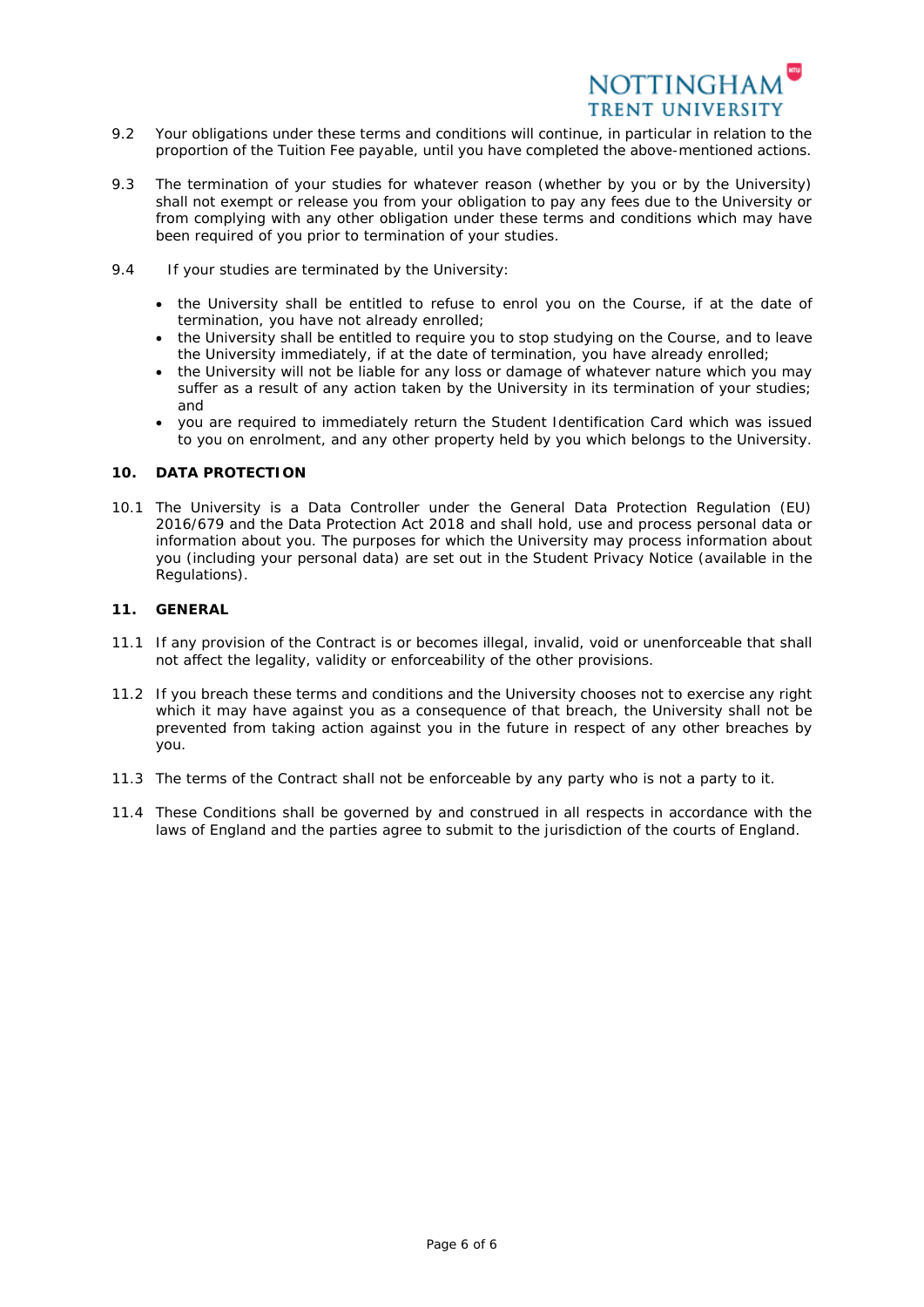9.2 Your obligations under these terms and conditions will continue, in particular in relation to the proportion of the Tuition Fee payable, until you have completed the above-mentioned actions.

9.3 The termination of your studies for whatever reason (whether by you or by the University) shall not exempt or release you from your obligation to pay any fees due to the University or from complying with any other obligation under these terms and conditions which may have been required of you prior to termination of your studies.

9.4 If your studies are terminated by the University:

- the University shall be entitled to refuse to enrol you on the Course, if at the date of termination, you have not already enrolled;
- the University shall be entitled to require you to stop studying on the Course, and to leave the University immediately, if at the date of termination, you have already enrolled;
- the University will not be liable for any loss or damage of whatever nature which you may suffer as a result of any action taken by the University in its termination of your studies; and
- you are required to immediately return the Student Identification Card which was issued to you on enrolment, and any other property held by you which belongs to the University.

## 10. DATA PROTECTION

10.1 The University is a Data Controller under the General Data Protection Regulation (EU) 2016/679 and the Data Protection Act 2018 and shall hold, use and process personal data or information about you. The purposes for which the University may process information about you (including your personal data) are set out in the Student Privacy Notice (available in the Regulations).

## 11. GENERAL

11.1 If any provision of the Contract is or becomes illegal, invalid, void or unenforceable that shall not affect the legality, validity or enforceability of the other provisions.

11.2 If you breach these terms and conditions and the University chooses not to exercise any right which it may have against you as a consequence of that breach, the University shall not be prevented from taking action against you in the future in respect of any other breaches by you.

11.3 The terms of the Contract shall not be enforceable by any party who is not a party to it.

11.4 These Conditions shall be governed by and construed in all respects in accordance with the laws of England and the parties agree to submit to the jurisdiction of the courts of England.